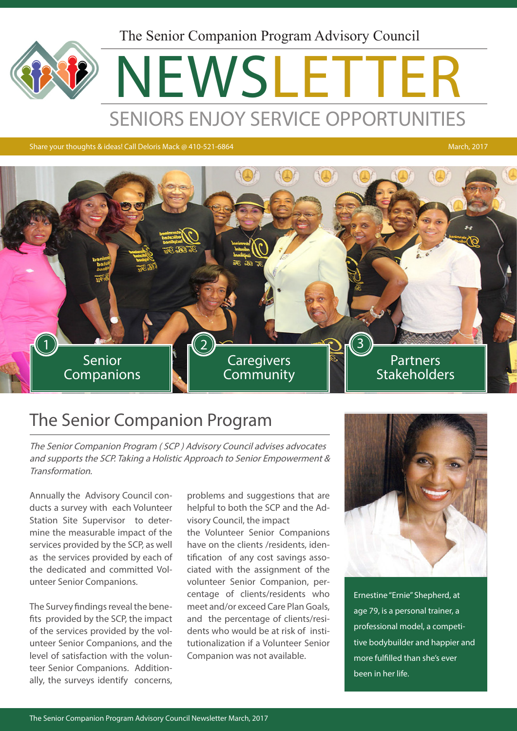The Senior Companion Program Advisory Council

# NEWSLETTER

## SENIORS ENJOY SERVICE OPPORTUNITIES

Share your thoughts & ideas! Call Deloris Mack @ 410-521-6864

March, 2017

1 Senior Companions

2 Caregivers Community

3 Partners Stakeholders

## The Senior Companion Program

*The Senior Companion Program ( SCP ) Advisory Council advises advocates and supports the SCP. Taking a Holistic Approach to Senior Empowerment & Transformation.*

Annually the Advisory Council conducts a survey with each Volunteer Station Site Supervisor to determine the measurable impact of the services provided by the SCP, as well as the services provided by each of the dedicated and committed Volunteer Senior Companions.

The Survey findings reveal the benefits provided by the SCP, the impact of the services provided by the volunteer Senior Companions, and the level of satisfaction with the volunteer Senior Companions. Additionally, the surveys identify concerns, problems and suggestions that are helpful to both the SCP and the Advisory Council, the impact the Volunteer Senior Companions have on the clients /residents, identification of any cost savings associated with the assignment of the volunteer Senior Companion, percentage of clients/residents who meet and/or exceed Care Plan Goals, and the percentage of clients/residents who would be at risk of institutionalization if a Volunteer Senior Companion was not available.

Ernestine "Ernie" Shepherd, at age 79, is a personal trainer, a professional model, a competitive bodybuilder and happier and more fulfilled than she's ever been in her life.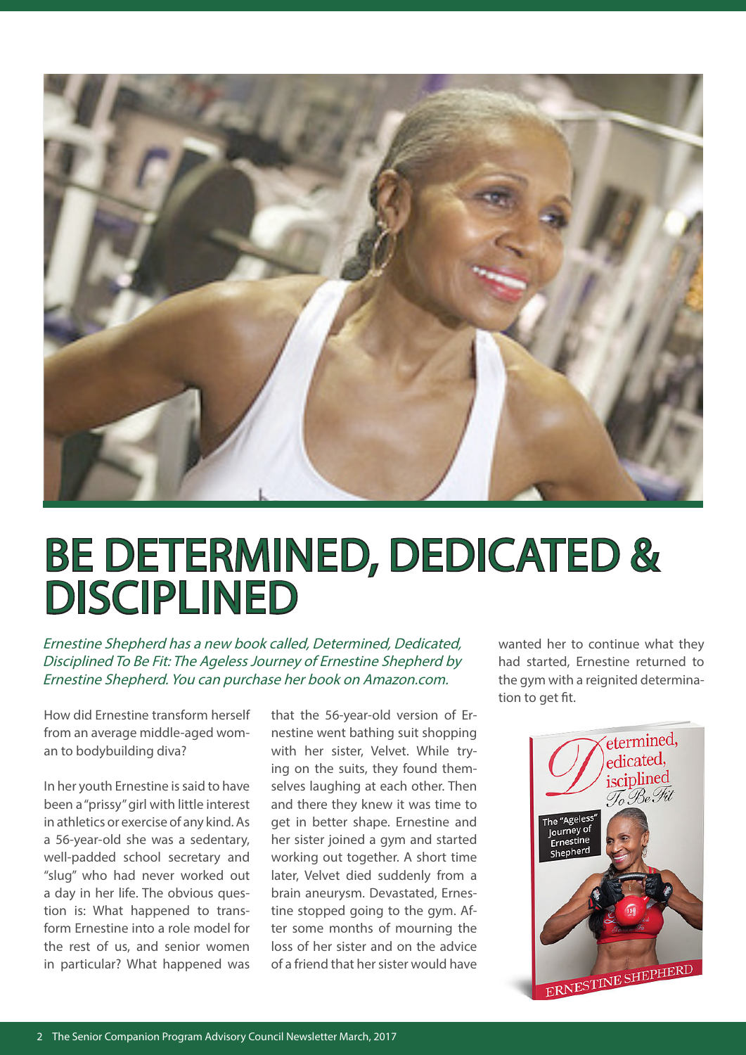# BE DETERMINED, DEDICATED & DISCIPLINED

*Ernestine Shepherd has a new book called, Determined, Dedicated, Disciplined To Be Fit: The Ageless Journey of Ernestine Shepherd by Ernestine Shepherd. You can purchase her book on Amazon.com.*

How did Ernestine transform herself from an average middle-aged woman to bodybuilding diva?

In her youth Ernestine is said to have been a "prissy" girl with little interest in athletics or exercise of any kind. As a 56-year-old she was a sedentary, well-padded school secretary and "slug" who had never worked out a day in her life. The obvious question is: What happened to transform Ernestine into a role model for the rest of us, and senior women in particular? What happened was that the 56-year-old version of Ernestine went bathing suit shopping with her sister, Velvet. While trying on the suits, they found themselves laughing at each other. Then and there they knew it was time to get in better shape. Ernestine and her sister joined a gym and started working out together. A short time later, Velvet died suddenly from a brain aneurysm. Devastated, Ernestine stopped going to the gym. After some months of mourning the loss of her sister and on the advice of a friend that her sister would have wanted her to continue what they had started, Ernestine returned to the gym with a reignited determination to get fit.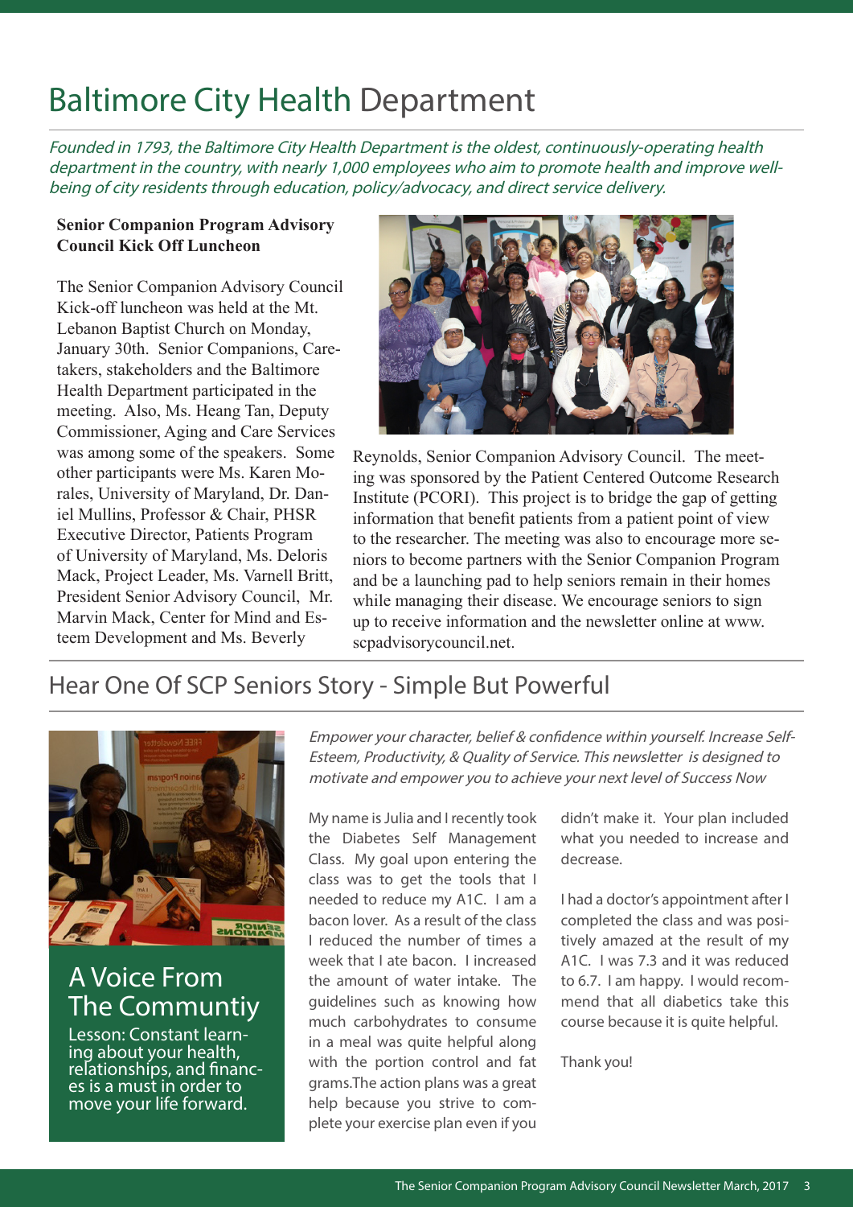# Baltimore City Health Department

*Founded in 1793, the Baltimore City Health Department is the oldest, continuously-operating health department in the country, with nearly 1,000 employees who aim to promote health and improve well-being of city residents through education, policy/advocacy, and direct service delivery.*

**Senior Companion Program Advisory Council Kick Off Luncheon**

The Senior Companion Advisory Council Kick-off luncheon was held at the Mt. Lebanon Baptist Church on Monday, January 30th. Senior Companions, Caretakers, stakeholders and the Baltimore Health Department participated in the meeting. Also, Ms. Heang Tan, Deputy Commissioner, Aging and Care Services was among some of the speakers. Some other participants were Ms. Karen Morales, University of Maryland, Dr. Daniel Mullins, Professor & Chair, PHSR Executive Director, Patients Program of University of Maryland, Ms. Deloris Mack, Project Leader, Ms. Varnell Britt, President Senior Advisory Council, Mr. Marvin Mack, Center for Mind and Esteem Development and Ms. Beverly Reynolds, Senior Companion Advisory Council. The meeting was sponsored by the Patient Centered Outcome Research Institute (PCORI). This project is to bridge the gap of getting information that benefit patients from a patient point of view to the researcher. The meeting was also to encourage more seniors to become partners with the Senior Companion Program and be a launching pad to help seniors remain in their homes while managing their disease. We encourage seniors to sign up to receive information and the newsletter online at www.scpadvisorycouncil.net.

## Hear One Of SCP Seniors Story - Simple But Powerful

### A Voice From The Communtiy

Lesson: Constant learning about your health, relationships, and finances is a must in order to move your life forward.

*Empower your character, belief & confidence within yourself. Increase Self-Esteem, Productivity, & Quality of Service. This newsletter is designed to motivate and empower you to achieve your next level of Success Now*

My name is Julia and I recently took the Diabetes Self Management Class. My goal upon entering the class was to get the tools that I needed to reduce my A1C. I am a bacon lover. As a result of the class I reduced the number of times a week that I ate bacon. I increased the amount of water intake. The guidelines such as knowing how much carbohydrates to consume in a meal was quite helpful along with the portion control and fat grams.The action plans was a great help because you strive to complete your exercise plan even if you didn't make it. Your plan included what you needed to increase and decrease.

I had a doctor's appointment after I completed the class and was positively amazed at the result of my A1C. I was 7.3 and it was reduced to 6.7. I am happy. I would recommend that all diabetics take this course because it is quite helpful.

Thank you!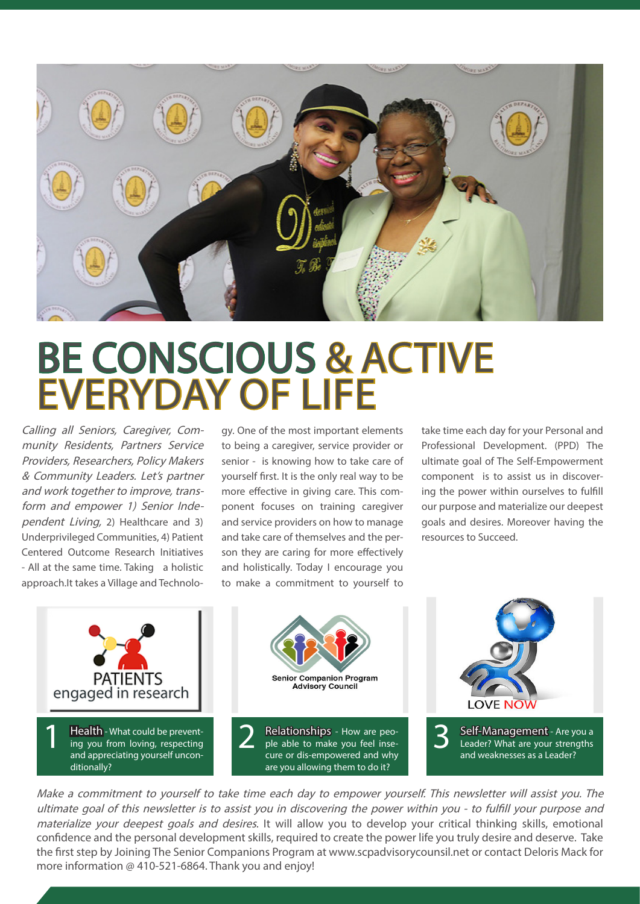# BE CONSCIOUS & ACTIVE EVERYDAY OF LIFE

*Calling all Seniors, Caregiver, Community Residents, Partners Service Providers, Researchers, Policy Makers & Community Leaders. Let's partner and work together to improve, transform and empower 1) Senior Independent Living,* 2) Healthcare and 3) Underprivileged Communities, 4) Patient Centered Outcome Research Initiatives - All at the same time. Taking a holistic approach.It takes a Village and Technology. One of the most important elements to being a caregiver, service provider or senior - is knowing how to take care of yourself first. It is the only real way to be more effective in giving care. This component focuses on training caregiver and service providers on how to manage and take care of themselves and the person they are caring for more effectively and holistically. Today I encourage you to make a commitment to yourself to take time each day for your Personal and Professional Development. (PPD) The ultimate goal of The Self-Empowerment component is to assist us in discovering the power within ourselves to fulfill our purpose and materialize our deepest goals and desires. Moreover having the resources to Succeed.

PATIENTS engaged in research

Senior Companion Program Advisory Council

LOVE NOW

1 **Health** - What could be preventing you from loving, respecting and appreciating yourself unconditionally?

2 **Relationships** - How are people able to make you feel insecure or dis-empowered and why are you allowing them to do it?

3 **Self-Management** - Are you a Leader? What are your strengths and weaknesses as a Leader?

*Make a commitment to yourself to take time each day to empower yourself. This newsletter will assist you. The ultimate goal of this newsletter is to assist you in discovering the power within you - to fulfill your purpose and materialize your deepest goals and desires*. It will allow you to develop your critical thinking skills, emotional confidence and the personal development skills, required to create the power life you truly desire and deserve. Take the first step by Joining The Senior Companions Program at www.scpadvisorycounsil.net or contact Deloris Mack for more information @ 410-521-6864. Thank you and enjoy!